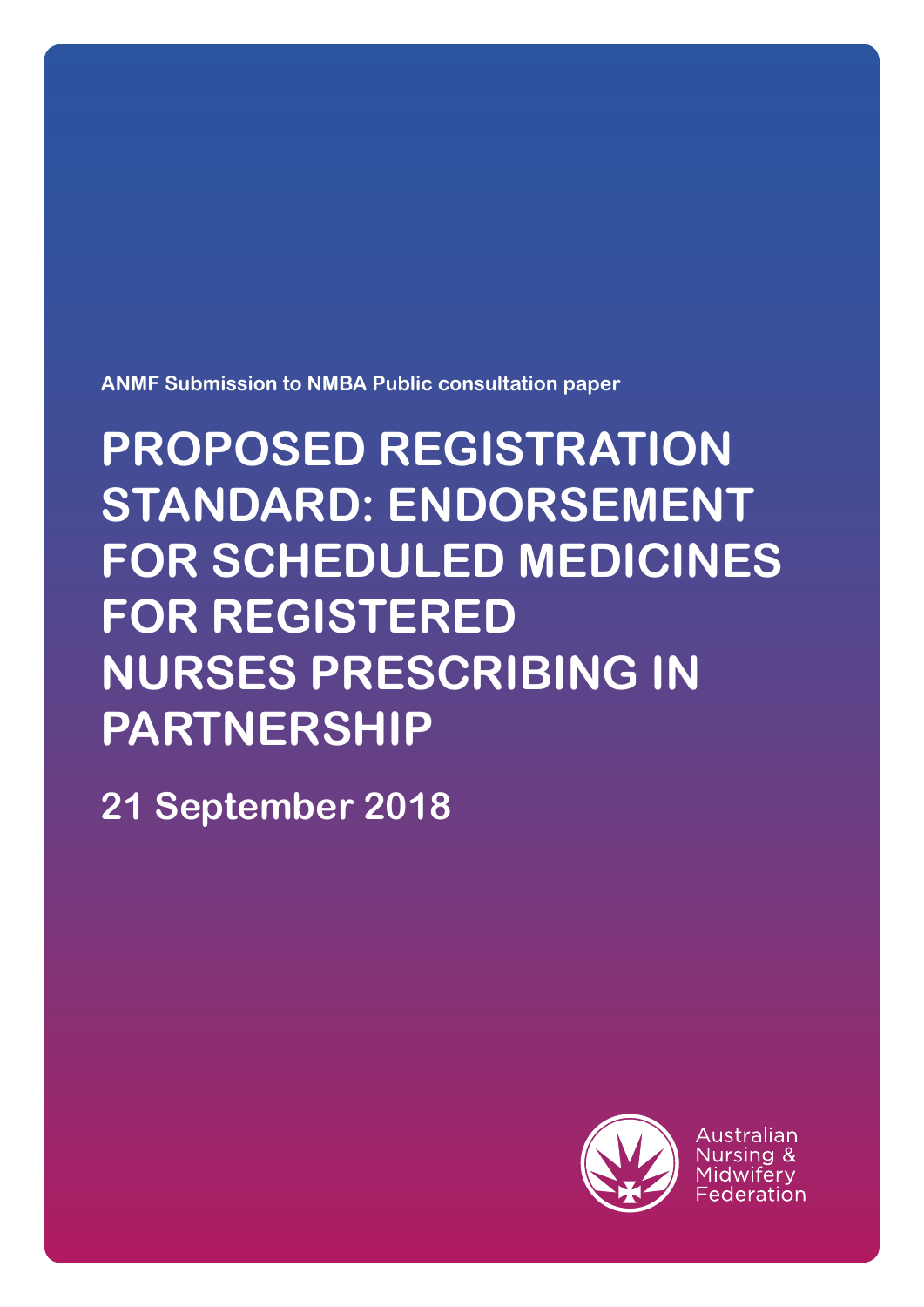ANMF Submission to NMBA Public consultation paper

# PROPOSED REGISTRATION STANDARD: ENDORSEMENT FOR SCHEDULED MEDICINES FOR REGISTERED NURSES PRESCRIBING IN PARTNERSHIP

**21 September 2018**

Australian Nursing & Midwifery Federation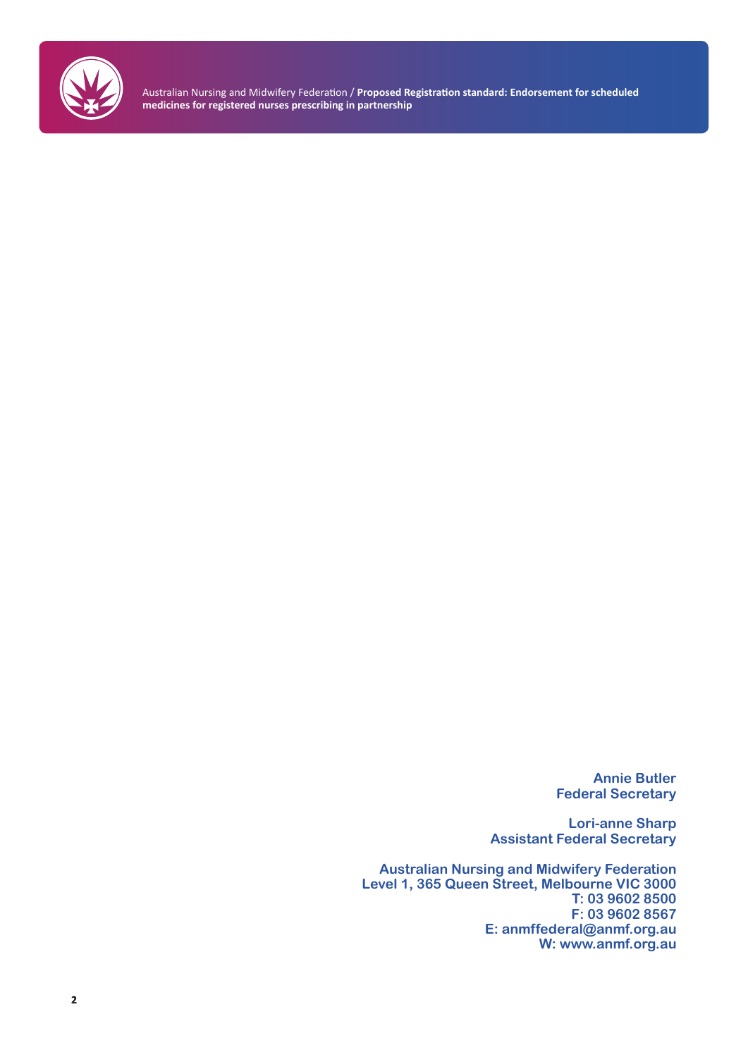**Annie Butler**
**Federal Secretary**

**Lori-anne Sharp**
**Assistant Federal Secretary**

**Australian Nursing and Midwifery Federation**
**Level 1, 365 Queen Street, Melbourne VIC 3000**
**T: 03 9602 8500**
**F: 03 9602 8567**
**E: anmffederal@anmf.org.au**
**W: www.anmf.org.au**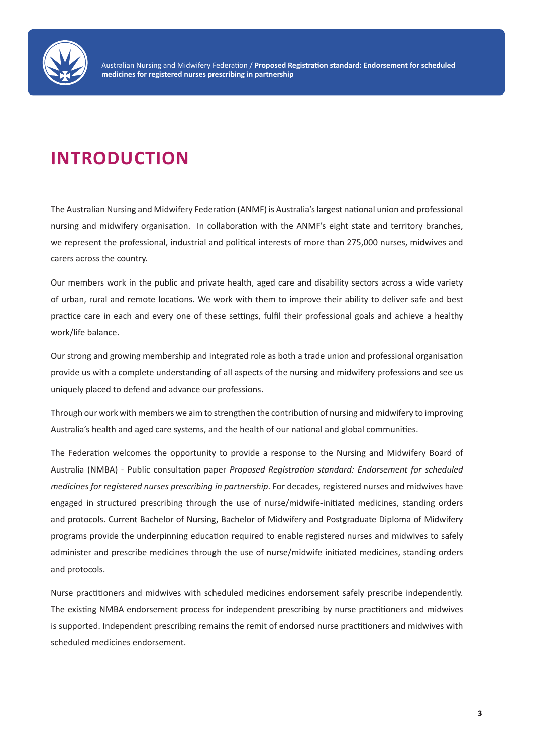# INTRODUCTION

The Australian Nursing and Midwifery Federation (ANMF) is Australia's largest national union and professional nursing and midwifery organisation. In collaboration with the ANMF's eight state and territory branches, we represent the professional, industrial and political interests of more than 275,000 nurses, midwives and carers across the country.

Our members work in the public and private health, aged care and disability sectors across a wide variety of urban, rural and remote locations. We work with them to improve their ability to deliver safe and best practice care in each and every one of these settings, fulfil their professional goals and achieve a healthy work/life balance.

Our strong and growing membership and integrated role as both a trade union and professional organisation provide us with a complete understanding of all aspects of the nursing and midwifery professions and see us uniquely placed to defend and advance our professions.

Through our work with members we aim to strengthen the contribution of nursing and midwifery to improving Australia's health and aged care systems, and the health of our national and global communities.

The Federation welcomes the opportunity to provide a response to the Nursing and Midwifery Board of Australia (NMBA) - Public consultation paper *Proposed Registration standard: Endorsement for scheduled medicines for registered nurses prescribing in partnership*. For decades, registered nurses and midwives have engaged in structured prescribing through the use of nurse/midwife-initiated medicines, standing orders and protocols. Current Bachelor of Nursing, Bachelor of Midwifery and Postgraduate Diploma of Midwifery programs provide the underpinning education required to enable registered nurses and midwives to safely administer and prescribe medicines through the use of nurse/midwife initiated medicines, standing orders and protocols.

Nurse practitioners and midwives with scheduled medicines endorsement safely prescribe independently. The existing NMBA endorsement process for independent prescribing by nurse practitioners and midwives is supported. Independent prescribing remains the remit of endorsed nurse practitioners and midwives with scheduled medicines endorsement.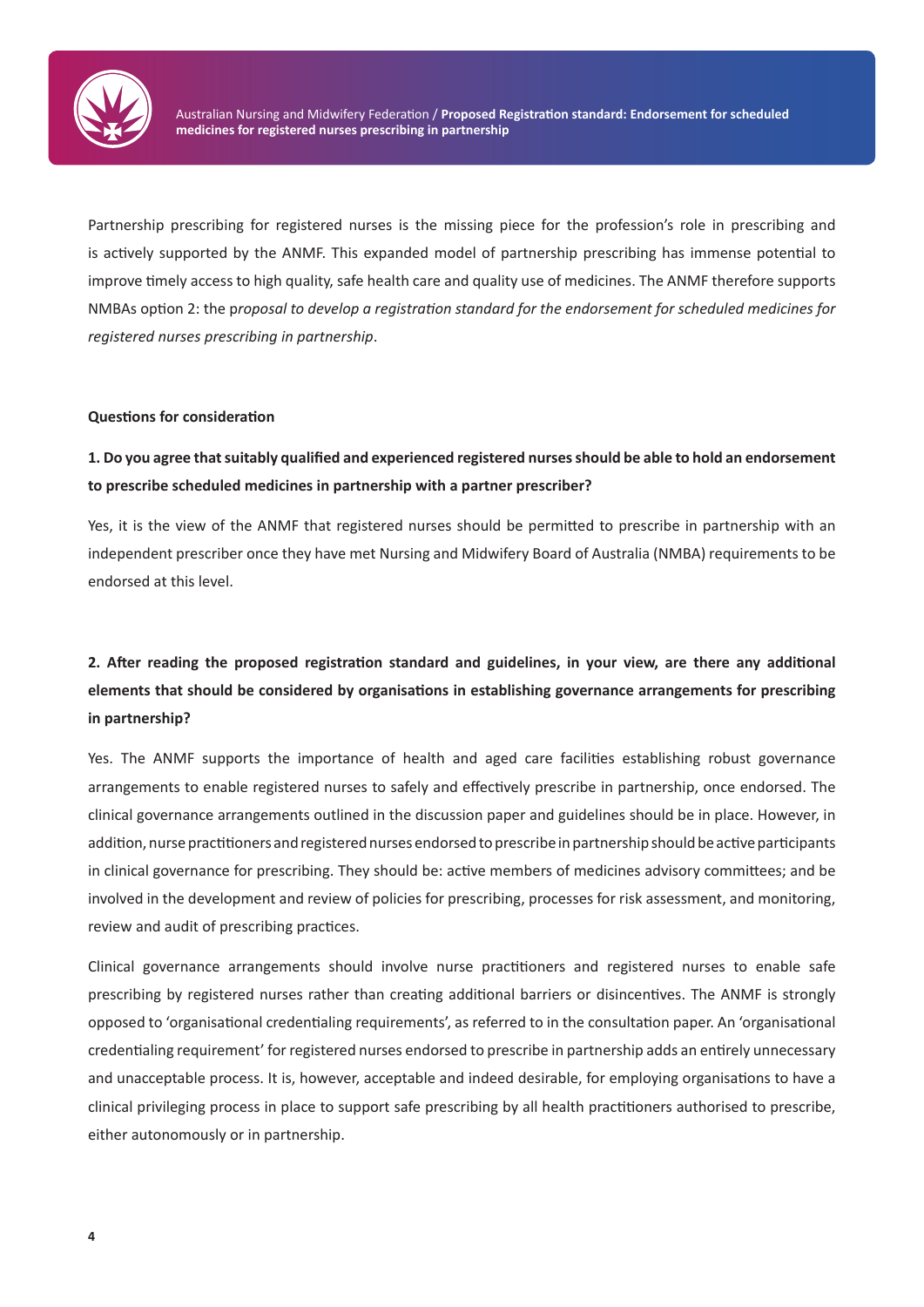Partnership prescribing for registered nurses is the missing piece for the profession's role in prescribing and is actively supported by the ANMF. This expanded model of partnership prescribing has immense potential to improve timely access to high quality, safe health care and quality use of medicines. The ANMF therefore supports NMBAs option 2: the p*roposal to develop a registration standard for the endorsement for scheduled medicines for registered nurses prescribing in partnership*.

**Questions for consideration**

**1. Do you agree that suitably qualified and experienced registered nurses should be able to hold an endorsement to prescribe scheduled medicines in partnership with a partner prescriber?**

Yes, it is the view of the ANMF that registered nurses should be permitted to prescribe in partnership with an independent prescriber once they have met Nursing and Midwifery Board of Australia (NMBA) requirements to be endorsed at this level.

**2. After reading the proposed registration standard and guidelines, in your view, are there any additional elements that should be considered by organisations in establishing governance arrangements for prescribing in partnership?**

Yes. The ANMF supports the importance of health and aged care facilities establishing robust governance arrangements to enable registered nurses to safely and effectively prescribe in partnership, once endorsed. The clinical governance arrangements outlined in the discussion paper and guidelines should be in place. However, in addition, nurse practitioners and registered nurses endorsed to prescribe in partnership should be active participants in clinical governance for prescribing. They should be: active members of medicines advisory committees; and be involved in the development and review of policies for prescribing, processes for risk assessment, and monitoring, review and audit of prescribing practices.

Clinical governance arrangements should involve nurse practitioners and registered nurses to enable safe prescribing by registered nurses rather than creating additional barriers or disincentives. The ANMF is strongly opposed to 'organisational credentialing requirements', as referred to in the consultation paper. An 'organisational credentialing requirement' for registered nurses endorsed to prescribe in partnership adds an entirely unnecessary and unacceptable process. It is, however, acceptable and indeed desirable, for employing organisations to have a clinical privileging process in place to support safe prescribing by all health practitioners authorised to prescribe, either autonomously or in partnership.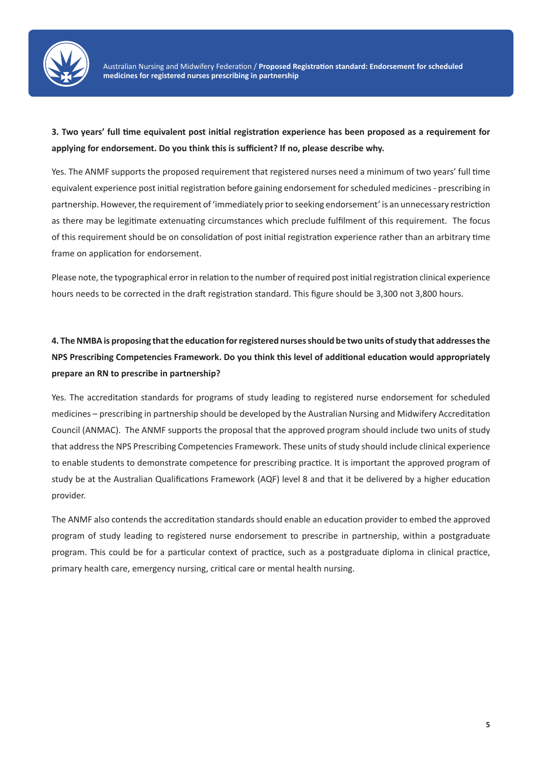**3. Two years' full time equivalent post initial registration experience has been proposed as a requirement for applying for endorsement. Do you think this is sufficient? If no, please describe why.**

Yes. The ANMF supports the proposed requirement that registered nurses need a minimum of two years' full time equivalent experience post initial registration before gaining endorsement for scheduled medicines - prescribing in partnership. However, the requirement of 'immediately prior to seeking endorsement' is an unnecessary restriction as there may be legitimate extenuating circumstances which preclude fulfilment of this requirement. The focus of this requirement should be on consolidation of post initial registration experience rather than an arbitrary time frame on application for endorsement.

Please note, the typographical error in relation to the number of required post initial registration clinical experience hours needs to be corrected in the draft registration standard. This figure should be 3,300 not 3,800 hours.

**4. The NMBA is proposing that the education for registered nurses should be two units of study that addresses the NPS Prescribing Competencies Framework. Do you think this level of additional education would appropriately prepare an RN to prescribe in partnership?**

Yes. The accreditation standards for programs of study leading to registered nurse endorsement for scheduled medicines – prescribing in partnership should be developed by the Australian Nursing and Midwifery Accreditation Council (ANMAC). The ANMF supports the proposal that the approved program should include two units of study that address the NPS Prescribing Competencies Framework. These units of study should include clinical experience to enable students to demonstrate competence for prescribing practice. It is important the approved program of study be at the Australian Qualifications Framework (AQF) level 8 and that it be delivered by a higher education provider.

The ANMF also contends the accreditation standards should enable an education provider to embed the approved program of study leading to registered nurse endorsement to prescribe in partnership, within a postgraduate program. This could be for a particular context of practice, such as a postgraduate diploma in clinical practice, primary health care, emergency nursing, critical care or mental health nursing.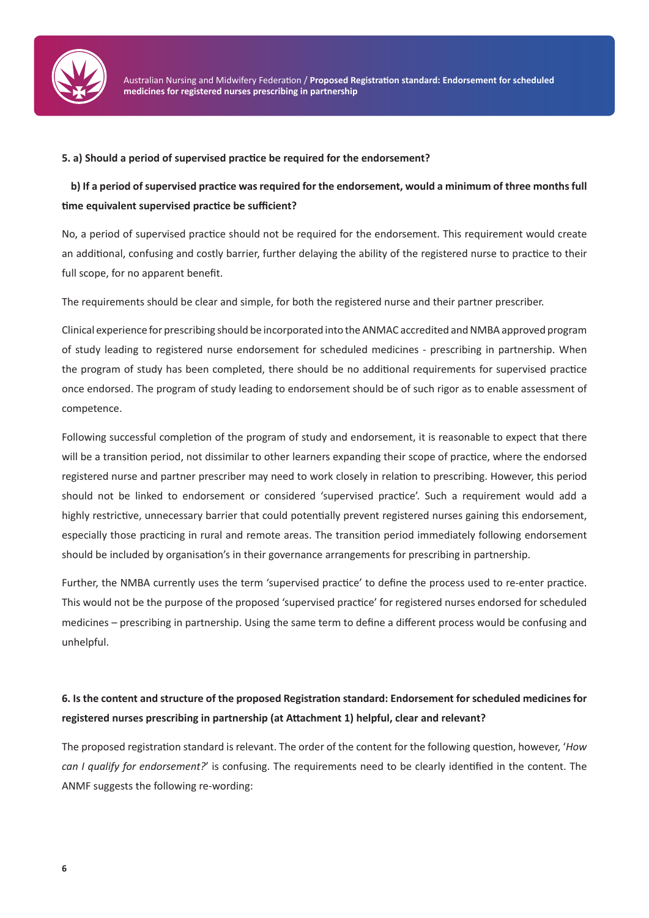**5. a) Should a period of supervised practice be required for the endorsement?**

**b) If a period of supervised practice was required for the endorsement, would a minimum of three months full time equivalent supervised practice be sufficient?**

No, a period of supervised practice should not be required for the endorsement. This requirement would create an additional, confusing and costly barrier, further delaying the ability of the registered nurse to practice to their full scope, for no apparent benefit.

The requirements should be clear and simple, for both the registered nurse and their partner prescriber.

Clinical experience for prescribing should be incorporated into the ANMAC accredited and NMBA approved program of study leading to registered nurse endorsement for scheduled medicines - prescribing in partnership. When the program of study has been completed, there should be no additional requirements for supervised practice once endorsed. The program of study leading to endorsement should be of such rigor as to enable assessment of competence.

Following successful completion of the program of study and endorsement, it is reasonable to expect that there will be a transition period, not dissimilar to other learners expanding their scope of practice, where the endorsed registered nurse and partner prescriber may need to work closely in relation to prescribing. However, this period should not be linked to endorsement or considered 'supervised practice'. Such a requirement would add a highly restrictive, unnecessary barrier that could potentially prevent registered nurses gaining this endorsement, especially those practicing in rural and remote areas. The transition period immediately following endorsement should be included by organisation's in their governance arrangements for prescribing in partnership.

Further, the NMBA currently uses the term 'supervised practice' to define the process used to re-enter practice. This would not be the purpose of the proposed 'supervised practice' for registered nurses endorsed for scheduled medicines – prescribing in partnership. Using the same term to define a different process would be confusing and unhelpful.

**6. Is the content and structure of the proposed Registration standard: Endorsement for scheduled medicines for registered nurses prescribing in partnership (at Attachment 1) helpful, clear and relevant?**

The proposed registration standard is relevant. The order of the content for the following question, however, '*How can I qualify for endorsement?*' is confusing. The requirements need to be clearly identified in the content. The ANMF suggests the following re-wording: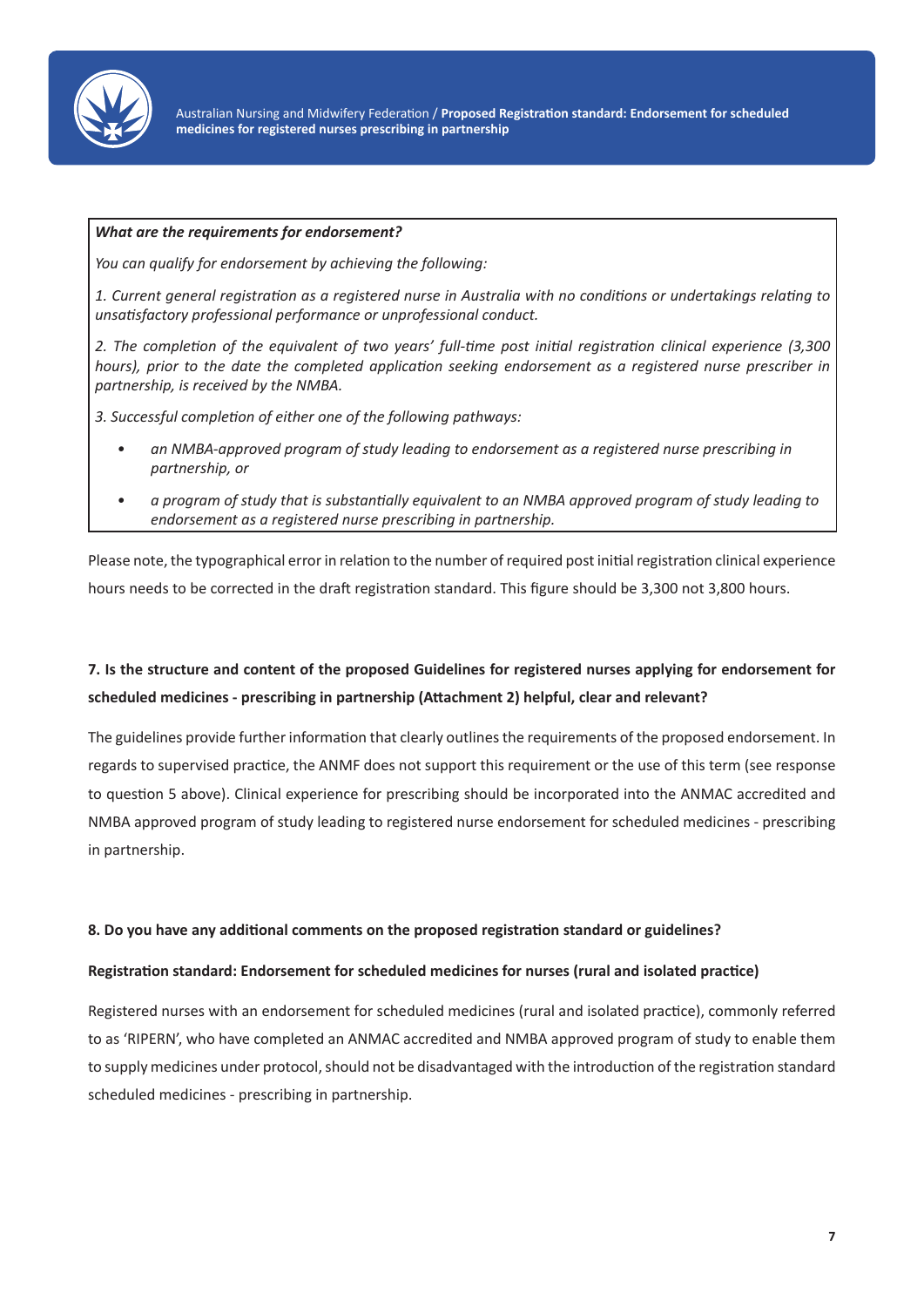> ***What are the requirements for endorsement?***
>
> *You can qualify for endorsement by achieving the following:*
>
> *1. Current general registration as a registered nurse in Australia with no conditions or undertakings relating to unsatisfactory professional performance or unprofessional conduct.*
>
> *2. The completion of the equivalent of two years' full-time post initial registration clinical experience (3,300 hours), prior to the date the completed application seeking endorsement as a registered nurse prescriber in partnership, is received by the NMBA.*
>
> *3. Successful completion of either one of the following pathways:*
>
> - *an NMBA-approved program of study leading to endorsement as a registered nurse prescribing in partnership, or*
> - *a program of study that is substantially equivalent to an NMBA approved program of study leading to endorsement as a registered nurse prescribing in partnership.*

Please note, the typographical error in relation to the number of required post initial registration clinical experience hours needs to be corrected in the draft registration standard. This figure should be 3,300 not 3,800 hours.

**7. Is the structure and content of the proposed Guidelines for registered nurses applying for endorsement for scheduled medicines - prescribing in partnership (Attachment 2) helpful, clear and relevant?**

The guidelines provide further information that clearly outlines the requirements of the proposed endorsement. In regards to supervised practice, the ANMF does not support this requirement or the use of this term (see response to question 5 above). Clinical experience for prescribing should be incorporated into the ANMAC accredited and NMBA approved program of study leading to registered nurse endorsement for scheduled medicines - prescribing in partnership.

**8. Do you have any additional comments on the proposed registration standard or guidelines?**

**Registration standard: Endorsement for scheduled medicines for nurses (rural and isolated practice)**

Registered nurses with an endorsement for scheduled medicines (rural and isolated practice), commonly referred to as 'RIPERN', who have completed an ANMAC accredited and NMBA approved program of study to enable them to supply medicines under protocol, should not be disadvantaged with the introduction of the registration standard scheduled medicines - prescribing in partnership.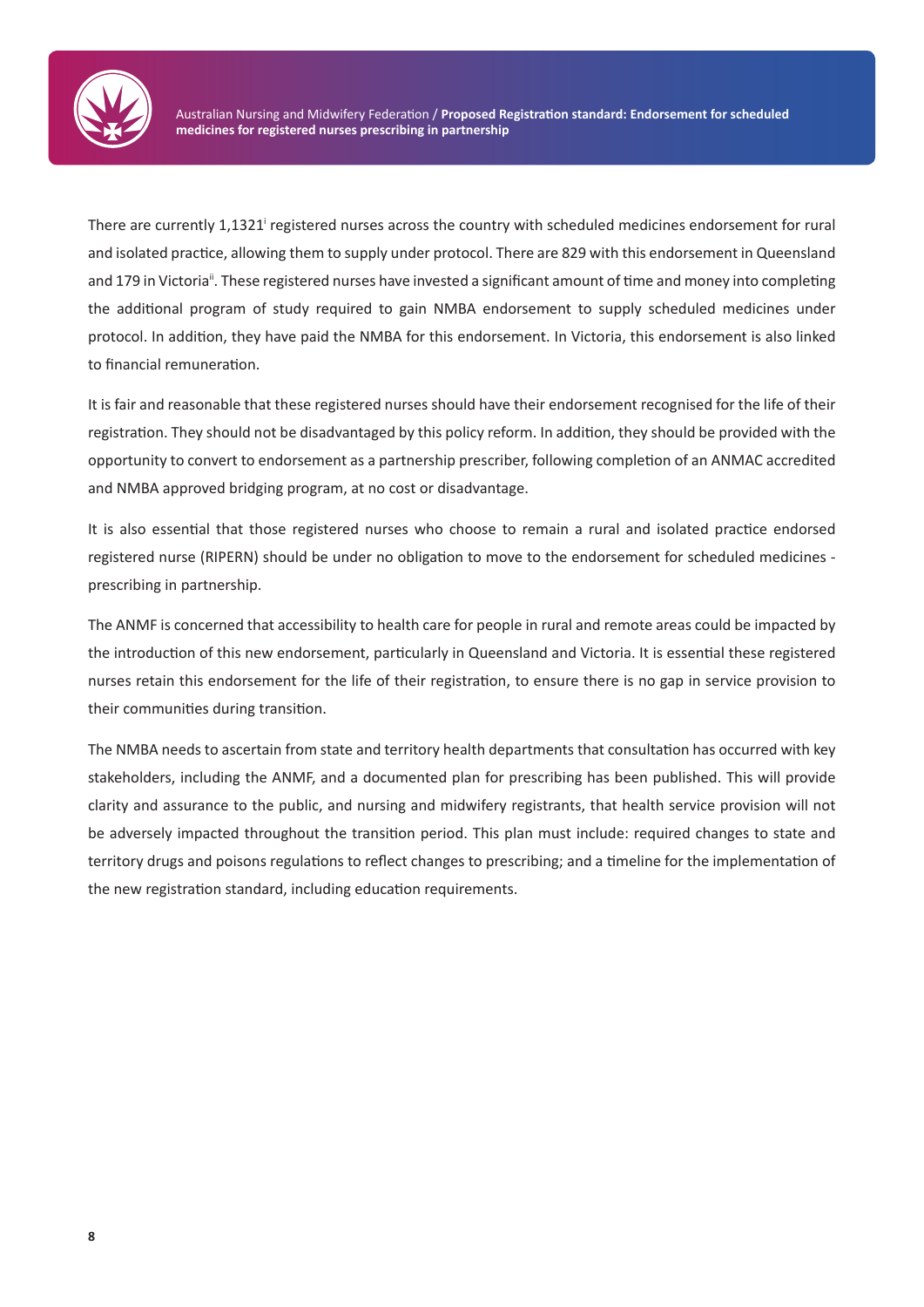There are currently 1,1321[i] registered nurses across the country with scheduled medicines endorsement for rural and isolated practice, allowing them to supply under protocol. There are 829 with this endorsement in Queensland and 179 in Victoria[ii]. These registered nurses have invested a significant amount of time and money into completing the additional program of study required to gain NMBA endorsement to supply scheduled medicines under protocol. In addition, they have paid the NMBA for this endorsement. In Victoria, this endorsement is also linked to financial remuneration.

It is fair and reasonable that these registered nurses should have their endorsement recognised for the life of their registration. They should not be disadvantaged by this policy reform. In addition, they should be provided with the opportunity to convert to endorsement as a partnership prescriber, following completion of an ANMAC accredited and NMBA approved bridging program, at no cost or disadvantage.

It is also essential that those registered nurses who choose to remain a rural and isolated practice endorsed registered nurse (RIPERN) should be under no obligation to move to the endorsement for scheduled medicines - prescribing in partnership.

The ANMF is concerned that accessibility to health care for people in rural and remote areas could be impacted by the introduction of this new endorsement, particularly in Queensland and Victoria. It is essential these registered nurses retain this endorsement for the life of their registration, to ensure there is no gap in service provision to their communities during transition.

The NMBA needs to ascertain from state and territory health departments that consultation has occurred with key stakeholders, including the ANMF, and a documented plan for prescribing has been published. This will provide clarity and assurance to the public, and nursing and midwifery registrants, that health service provision will not be adversely impacted throughout the transition period. This plan must include: required changes to state and territory drugs and poisons regulations to reflect changes to prescribing; and a timeline for the implementation of the new registration standard, including education requirements.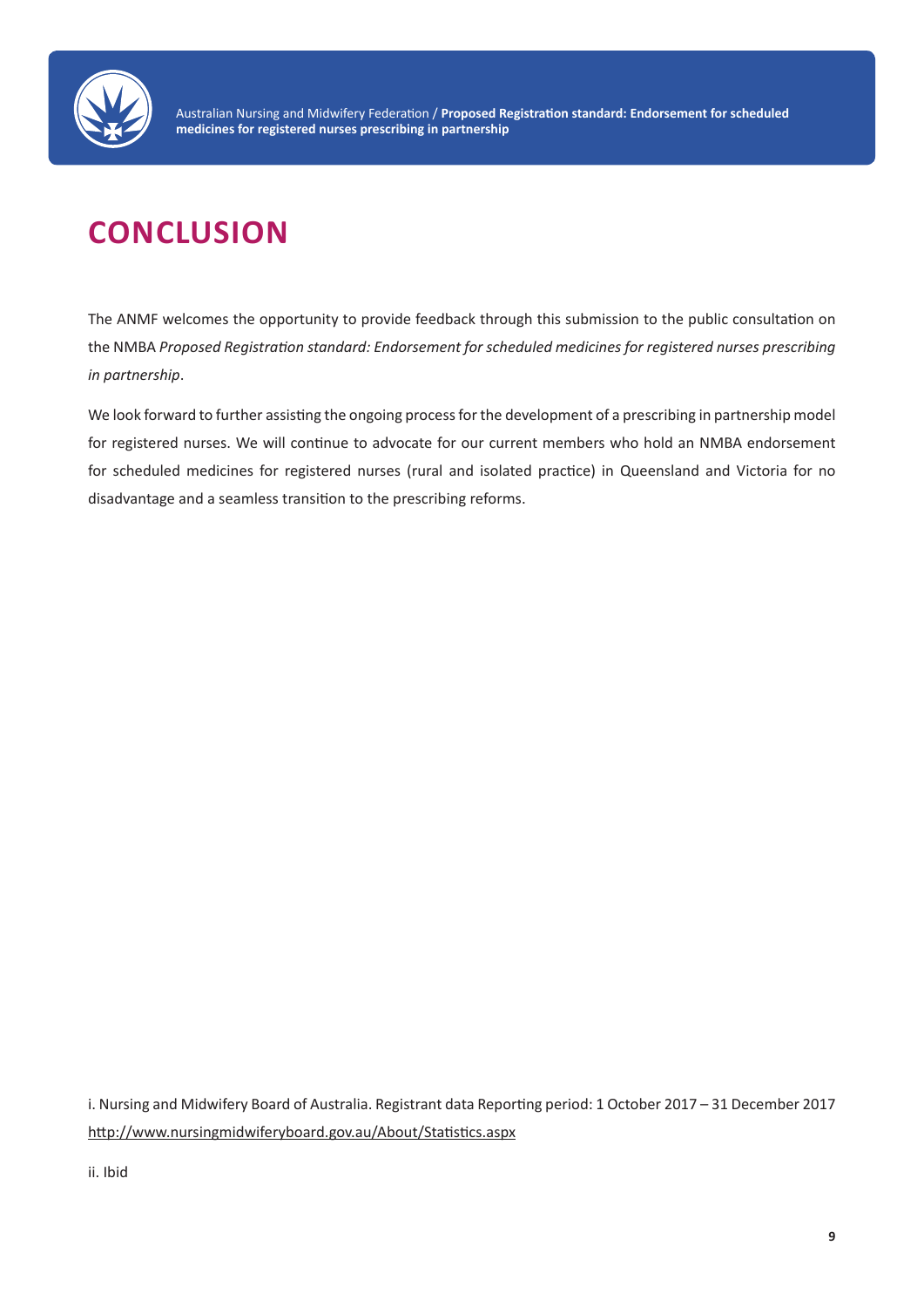# CONCLUSION

The ANMF welcomes the opportunity to provide feedback through this submission to the public consultation on the NMBA *Proposed Registration standard: Endorsement for scheduled medicines for registered nurses prescribing in partnership*.

We look forward to further assisting the ongoing process for the development of a prescribing in partnership model for registered nurses. We will continue to advocate for our current members who hold an NMBA endorsement for scheduled medicines for registered nurses (rural and isolated practice) in Queensland and Victoria for no disadvantage and a seamless transition to the prescribing reforms.

i. Nursing and Midwifery Board of Australia. Registrant data Reporting period: 1 October 2017 – 31 December 2017 http://www.nursingmidwiferyboard.gov.au/About/Statistics.aspx

ii. Ibid